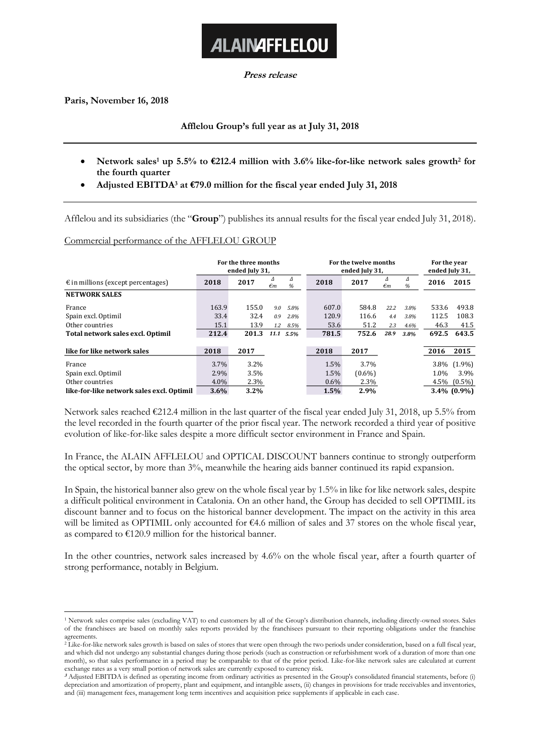# ALAIN AFFLELOU

**_Press release_**

**Paris, November 16, 2018**

**Afflelou Group's full year as at July 31, 2018**

- **Network sales[1] up 5.5% to €212.4 million with 3.6% like-for-like network sales growth[2] for the fourth quarter**
- **Adjusted EBITDA[3] at €79.0 million for the fiscal year ended July 31, 2018**

Afflelou and its subsidiaries (the "**Group**") publishes its annual results for the fiscal year ended July 31, 2018).

Commercial performance of the AFFLELOU GROUP

| | For the three months ended July 31, | | | | For the twelve months ended July 31, | | | | For the year ended July 31, | |
|---|---|---|---|---|---|---|---|---|---|---|
| € in millions (except percentages) | **2018** | **2017** | *Δ €m* | *Δ %* | **2018** | **2017** | *Δ €m* | *Δ %* | **2016** | **2015** |
| **NETWORK SALES** | | | | | | | | | | |
| France | 163.9 | 155.0 | *9.0* | *5.8%* | 607.0 | 584.8 | *22.2* | *3.8%* | 533.6 | 493.8 |
| Spain excl. Optimil | 33.4 | 32.4 | *0.9* | *2.8%* | 120.9 | 116.6 | *4.4* | *3.8%* | 112.5 | 108.3 |
| Other countries | 15.1 | 13.9 | *1.2* | *8.5%* | 53.6 | 51.2 | *2.3* | *4.6%* | 46.3 | 41.5 |
| **Total network sales excl. Optimil** | **212.4** | **201.3** | ***11.1*** | ***5.5%*** | **781.5** | **752.6** | ***28.9*** | ***3.8%*** | **692.5** | **643.5** |
| **like for like network sales** | **2018** | **2017** | | | **2018** | **2017** | | | **2016** | **2015** |
| France | 3.7% | 3.2% | | | 1.5% | 3.7% | | | 3.8% | (1.9%) |
| Spain excl. Optimil | 2.9% | 3.5% | | | 1.5% | (0.6%) | | | 1.0% | 3.9% |
| Other countries | 4.0% | 2.3% | | | 0.6% | 2.3% | | | 4.5% | (0.5%) |
| **like-for-like network sales excl. Optimil** | **3.6%** | **3.2%** | | | **1.5%** | **2.9%** | | | **3.4%** | **(0.9%)** |

Network sales reached €212.4 million in the last quarter of the fiscal year ended July 31, 2018, up 5.5% from the level recorded in the fourth quarter of the prior fiscal year. The network recorded a third year of positive evolution of like-for-like sales despite a more difficult sector environment in France and Spain.

In France, the ALAIN AFFLELOU and OPTICAL DISCOUNT banners continue to strongly outperform the optical sector, by more than 3%, meanwhile the hearing aids banner continued its rapid expansion.

In Spain, the historical banner also grew on the whole fiscal year by 1.5% in like for like network sales, despite a difficult political environment in Catalonia. On an other hand, the Group has decided to sell OPTIMIL its discount banner and to focus on the historical banner development. The impact on the activity in this area will be limited as OPTIMIL only accounted for €4.6 million of sales and 37 stores on the whole fiscal year, as compared to €120.9 million for the historical banner.

In the other countries, network sales increased by 4.6% on the whole fiscal year, after a fourth quarter of strong performance, notably in Belgium.

---

[1] Network sales comprise sales (excluding VAT) to end customers by all of the Group's distribution channels, including directly-owned stores. Sales of the franchisees are based on monthly sales reports provided by the franchisees pursuant to their reporting obligations under the franchise agreements.

[2] Like-for-like network sales growth is based on sales of stores that were open through the two periods under consideration, based on a full fiscal year, and which did not undergo any substantial changes during those periods (such as construction or refurbishment work of a duration of more than one month), so that sales performance in a period may be comparable to that of the prior period. Like-for-like network sales are calculated at current exchange rates as a very small portion of network sales are currently exposed to currency risk.

[3] Adjusted EBITDA is defined as operating income from ordinary activities as presented in the Group's consolidated financial statements, before (i) depreciation and amortization of property, plant and equipment, and intangible assets, (ii) changes in provisions for trade receivables and inventories, and (iii) management fees, management long term incentives and acquisition price supplements if applicable in each case.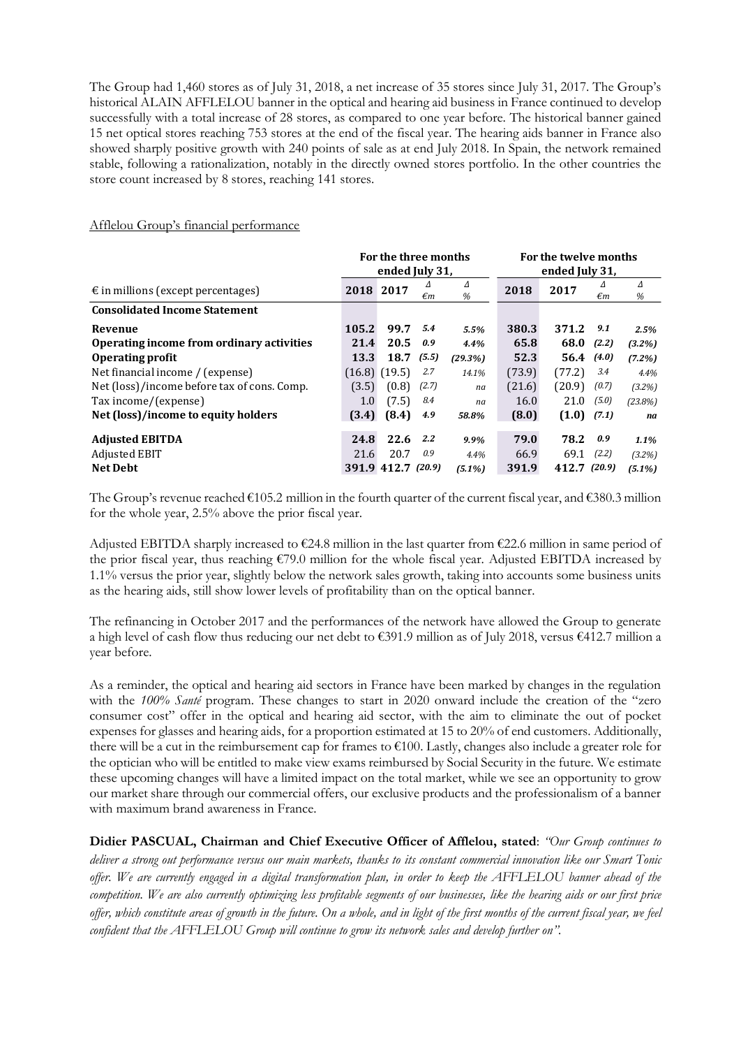The Group had 1,460 stores as of July 31, 2018, a net increase of 35 stores since July 31, 2017. The Group's historical ALAIN AFFLELOU banner in the optical and hearing aid business in France continued to develop successfully with a total increase of 28 stores, as compared to one year before. The historical banner gained 15 net optical stores reaching 753 stores at the end of the fiscal year. The hearing aids banner in France also showed sharply positive growth with 240 points of sale as at end July 2018. In Spain, the network remained stable, following a rationalization, notably in the directly owned stores portfolio. In the other countries the store count increased by 8 stores, reaching 141 stores.

Afflelou Group's financial performance

| | For the three months ended July 31, | | | | For the twelve months ended July 31, | | | |
|---|---|---|---|---|---|---|---|---|
| € in millions (except percentages) | 2018 | 2017 | *Δ €m* | *Δ %* | 2018 | 2017 | *Δ €m* | *Δ %* |
| **Consolidated Income Statement** | | | | | | | | |
| **Revenue** | **105.2** | **99.7** | *5.4* | *5.5%* | **380.3** | **371.2** | *9.1* | *2.5%* |
| **Operating income from ordinary activities** | **21.4** | **20.5** | *0.9* | *4.4%* | **65.8** | **68.0** | *(2.2)* | *(3.2%)* |
| **Operating profit** | **13.3** | **18.7** | *(5.5)* | *(29.3%)* | **52.3** | **56.4** | *(4.0)* | *(7.2%)* |
| Net financial income / (expense) | (16.8) | (19.5) | *2.7* | *14.1%* | (73.9) | (77.2) | *3.4* | *4.4%* |
| Net (loss)/income before tax of cons. Comp. | (3.5) | (0.8) | *(2.7)* | *na* | (21.6) | (20.9) | *(0.7)* | *(3.2%)* |
| Tax income/(expense) | 1.0 | (7.5) | *8.4* | *na* | 16.0 | 21.0 | *(5.0)* | *(23.8%)* |
| **Net (loss)/income to equity holders** | **(3.4)** | **(8.4)** | *4.9* | *58.8%* | **(8.0)** | **(1.0)** | *(7.1)* | *na* |
| **Adjusted EBITDA** | **24.8** | **22.6** | *2.2* | *9.9%* | **79.0** | **78.2** | *0.9* | *1.1%* |
| Adjusted EBIT | 21.6 | 20.7 | *0.9* | *4.4%* | 66.9 | 69.1 | *(2.2)* | *(3.2%)* |
| **Net Debt** | **391.9** | **412.7** | *(20.9)* | *(5.1%)* | **391.9** | **412.7** | *(20.9)* | *(5.1%)* |

The Group's revenue reached €105.2 million in the fourth quarter of the current fiscal year, and €380.3 million for the whole year, 2.5% above the prior fiscal year.

Adjusted EBITDA sharply increased to €24.8 million in the last quarter from €22.6 million in same period of the prior fiscal year, thus reaching €79.0 million for the whole fiscal year. Adjusted EBITDA increased by 1.1% versus the prior year, slightly below the network sales growth, taking into accounts some business units as the hearing aids, still show lower levels of profitability than on the optical banner.

The refinancing in October 2017 and the performances of the network have allowed the Group to generate a high level of cash flow thus reducing our net debt to €391.9 million as of July 2018, versus €412.7 million a year before.

As a reminder, the optical and hearing aid sectors in France have been marked by changes in the regulation with the *100% Santé* program. These changes to start in 2020 onward include the creation of the "zero consumer cost" offer in the optical and hearing aid sector, with the aim to eliminate the out of pocket expenses for glasses and hearing aids, for a proportion estimated at 15 to 20% of end customers. Additionally, there will be a cut in the reimbursement cap for frames to €100. Lastly, changes also include a greater role for the optician who will be entitled to make view exams reimbursed by Social Security in the future. We estimate these upcoming changes will have a limited impact on the total market, while we see an opportunity to grow our market share through our commercial offers, our exclusive products and the professionalism of a banner with maximum brand awareness in France.

**Didier PASCUAL, Chairman and Chief Executive Officer of Afflelou, stated**: *"Our Group continues to deliver a strong out performance versus our main markets, thanks to its constant commercial innovation like our Smart Tonic offer. We are currently engaged in a digital transformation plan, in order to keep the AFFLELOU banner ahead of the competition. We are also currently optimizing less profitable segments of our businesses, like the hearing aids or our first price offer, which constitute areas of growth in the future. On a whole, and in light of the first months of the current fiscal year, we feel confident that the AFFLELOU Group will continue to grow its network sales and develop further on".*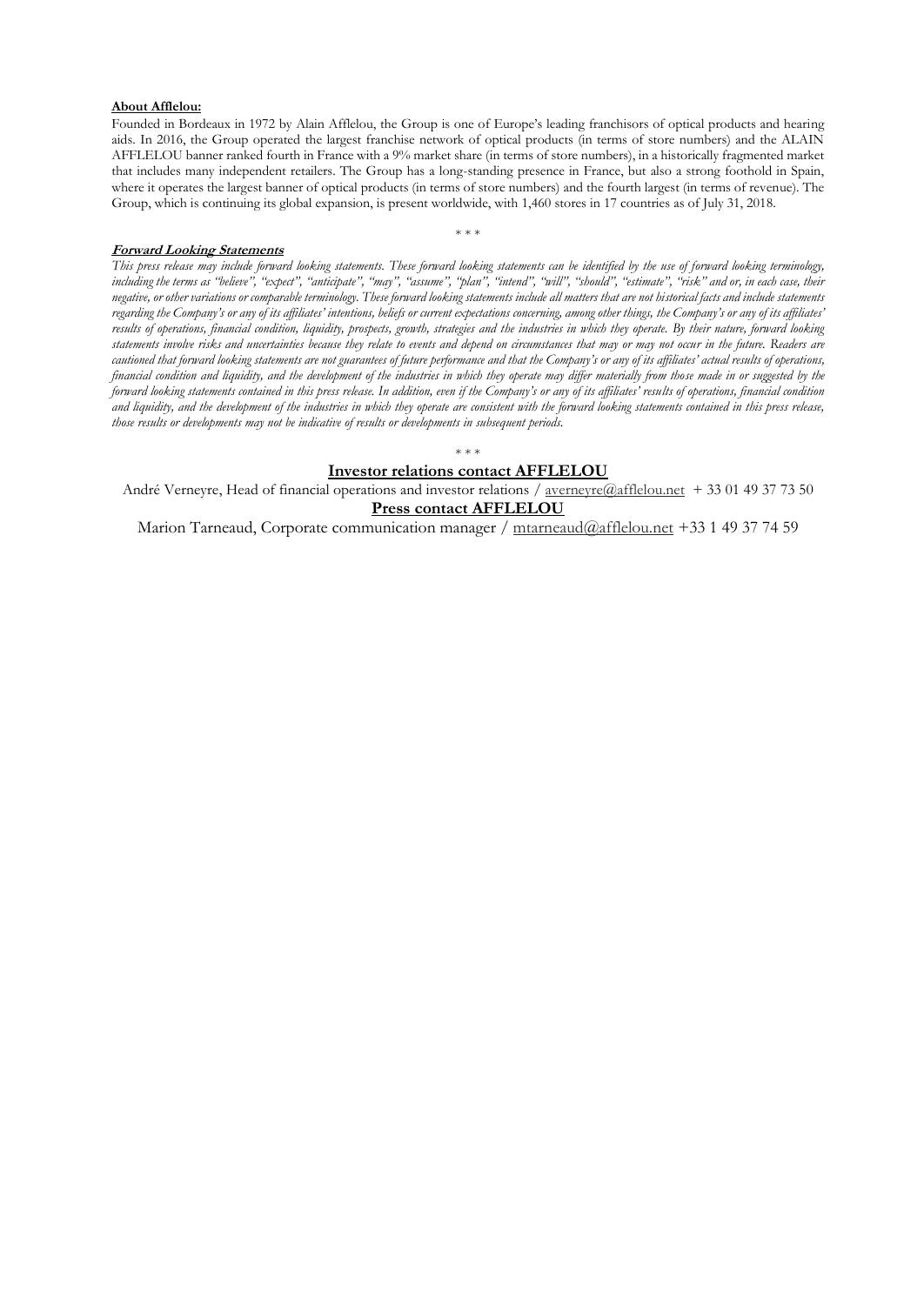**About Afflelou:**

Founded in Bordeaux in 1972 by Alain Afflelou, the Group is one of Europe's leading franchisors of optical products and hearing aids. In 2016, the Group operated the largest franchise network of optical products (in terms of store numbers) and the ALAIN AFFLELOU banner ranked fourth in France with a 9% market share (in terms of store numbers), in a historically fragmented market that includes many independent retailers. The Group has a long-standing presence in France, but also a strong foothold in Spain, where it operates the largest banner of optical products (in terms of store numbers) and the fourth largest (in terms of revenue). The Group, which is continuing its global expansion, is present worldwide, with 1,460 stores in 17 countries as of July 31, 2018.

\* \* \*

***Forward Looking Statements***

*This press release may include forward looking statements. These forward looking statements can be identified by the use of forward looking terminology, including the terms as "believe", "expect", "anticipate", "may", "assume", "plan", "intend", "will", "should", "estimate", "risk" and or, in each case, their negative, or other variations or comparable terminology. These forward looking statements include all matters that are not historical facts and include statements regarding the Company's or any of its affiliates' intentions, beliefs or current expectations concerning, among other things, the Company's or any of its affiliates' results of operations, financial condition, liquidity, prospects, growth, strategies and the industries in which they operate. By their nature, forward looking statements involve risks and uncertainties because they relate to events and depend on circumstances that may or may not occur in the future. Readers are cautioned that forward looking statements are not guarantees of future performance and that the Company's or any of its affiliates' actual results of operations, financial condition and liquidity, and the development of the industries in which they operate may differ materially from those made in or suggested by the forward looking statements contained in this press release. In addition, even if the Company's or any of its affiliates' results of operations, financial condition and liquidity, and the development of the industries in which they operate are consistent with the forward looking statements contained in this press release, those results or developments may not be indicative of results or developments in subsequent periods.*

\* \* \*

**Investor relations contact AFFLELOU**

André Verneyre, Head of financial operations and investor relations / averneyre@afflelou.net + 33 01 49 37 73 50

**Press contact AFFLELOU**

Marion Tarneaud, Corporate communication manager / mtarneaud@afflelou.net +33 1 49 37 74 59